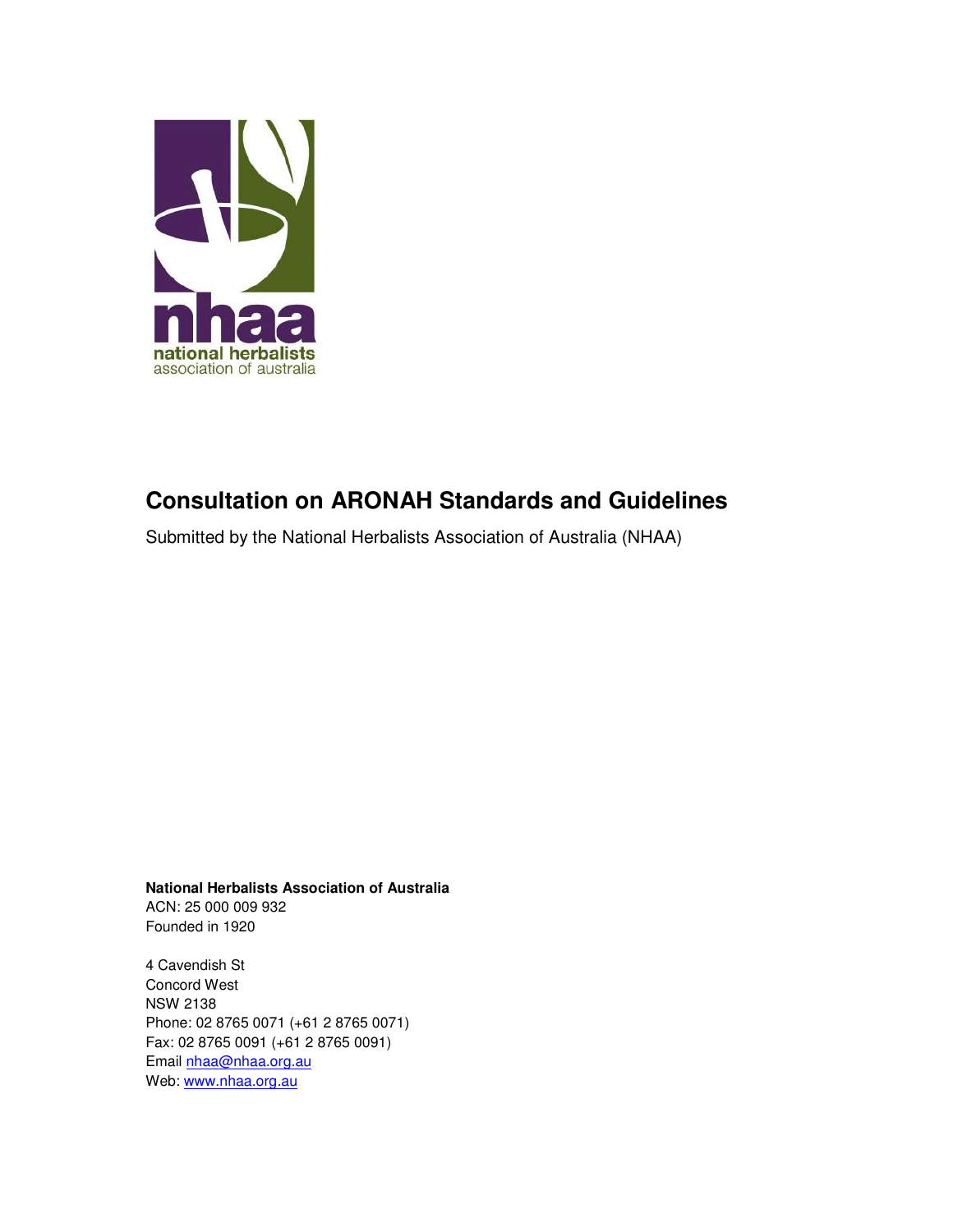nhaa
national herbalists
association of australia

# Consultation on ARONAH Standards and Guidelines

Submitted by the National Herbalists Association of Australia (NHAA)

**National Herbalists Association of Australia**
ACN: 25 000 009 932
Founded in 1920

4 Cavendish St
Concord West
NSW 2138
Phone: 02 8765 0071 (+61 2 8765 0071)
Fax: 02 8765 0091 (+61 2 8765 0091)
Email nhaa@nhaa.org.au
Web: www.nhaa.org.au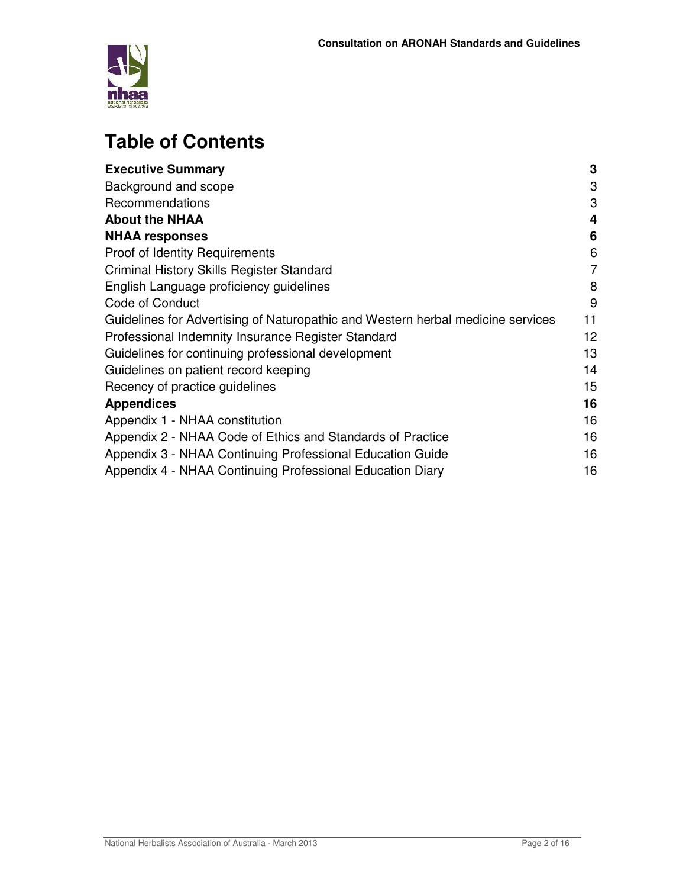# Table of Contents

| | |
|---|---|
| **Executive Summary** | **3** |
| Background and scope | 3 |
| Recommendations | 3 |
| **About the NHAA** | **4** |
| **NHAA responses** | **6** |
| Proof of Identity Requirements | 6 |
| Criminal History Skills Register Standard | 7 |
| English Language proficiency guidelines | 8 |
| Code of Conduct | 9 |
| Guidelines for Advertising of Naturopathic and Western herbal medicine services | 11 |
| Professional Indemnity Insurance Register Standard | 12 |
| Guidelines for continuing professional development | 13 |
| Guidelines on patient record keeping | 14 |
| Recency of practice guidelines | 15 |
| **Appendices** | **16** |
| Appendix 1 - NHAA constitution | 16 |
| Appendix 2 - NHAA Code of Ethics and Standards of Practice | 16 |
| Appendix 3 - NHAA Continuing Professional Education Guide | 16 |
| Appendix 4 - NHAA Continuing Professional Education Diary | 16 |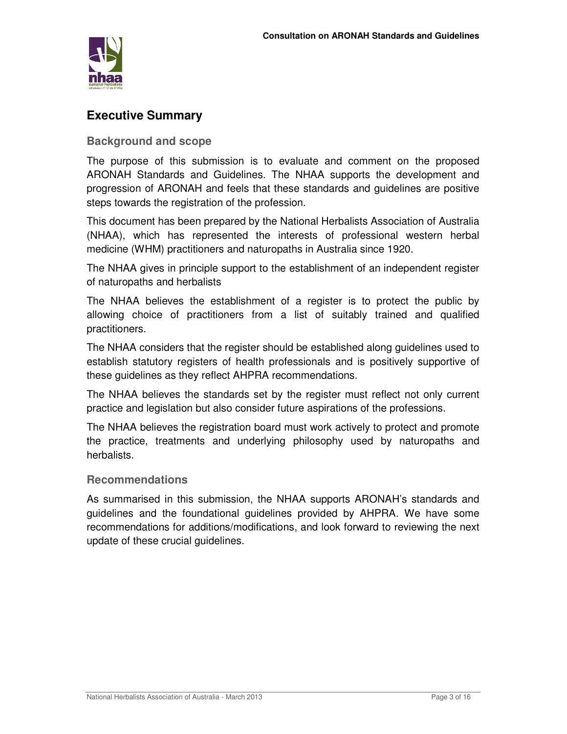## Executive Summary

### Background and scope

The purpose of this submission is to evaluate and comment on the proposed ARONAH Standards and Guidelines. The NHAA supports the development and progression of ARONAH and feels that these standards and guidelines are positive steps towards the registration of the profession.

This document has been prepared by the National Herbalists Association of Australia (NHAA), which has represented the interests of professional western herbal medicine (WHM) practitioners and naturopaths in Australia since 1920.

The NHAA gives in principle support to the establishment of an independent register of naturopaths and herbalists

The NHAA believes the establishment of a register is to protect the public by allowing choice of practitioners from a list of suitably trained and qualified practitioners.

The NHAA considers that the register should be established along guidelines used to establish statutory registers of health professionals and is positively supportive of these guidelines as they reflect AHPRA recommendations.

The NHAA believes the standards set by the register must reflect not only current practice and legislation but also consider future aspirations of the professions.

The NHAA believes the registration board must work actively to protect and promote the practice, treatments and underlying philosophy used by naturopaths and herbalists.

### Recommendations

As summarised in this submission, the NHAA supports ARONAH's standards and guidelines and the foundational guidelines provided by AHPRA. We have some recommendations for additions/modifications, and look forward to reviewing the next update of these crucial guidelines.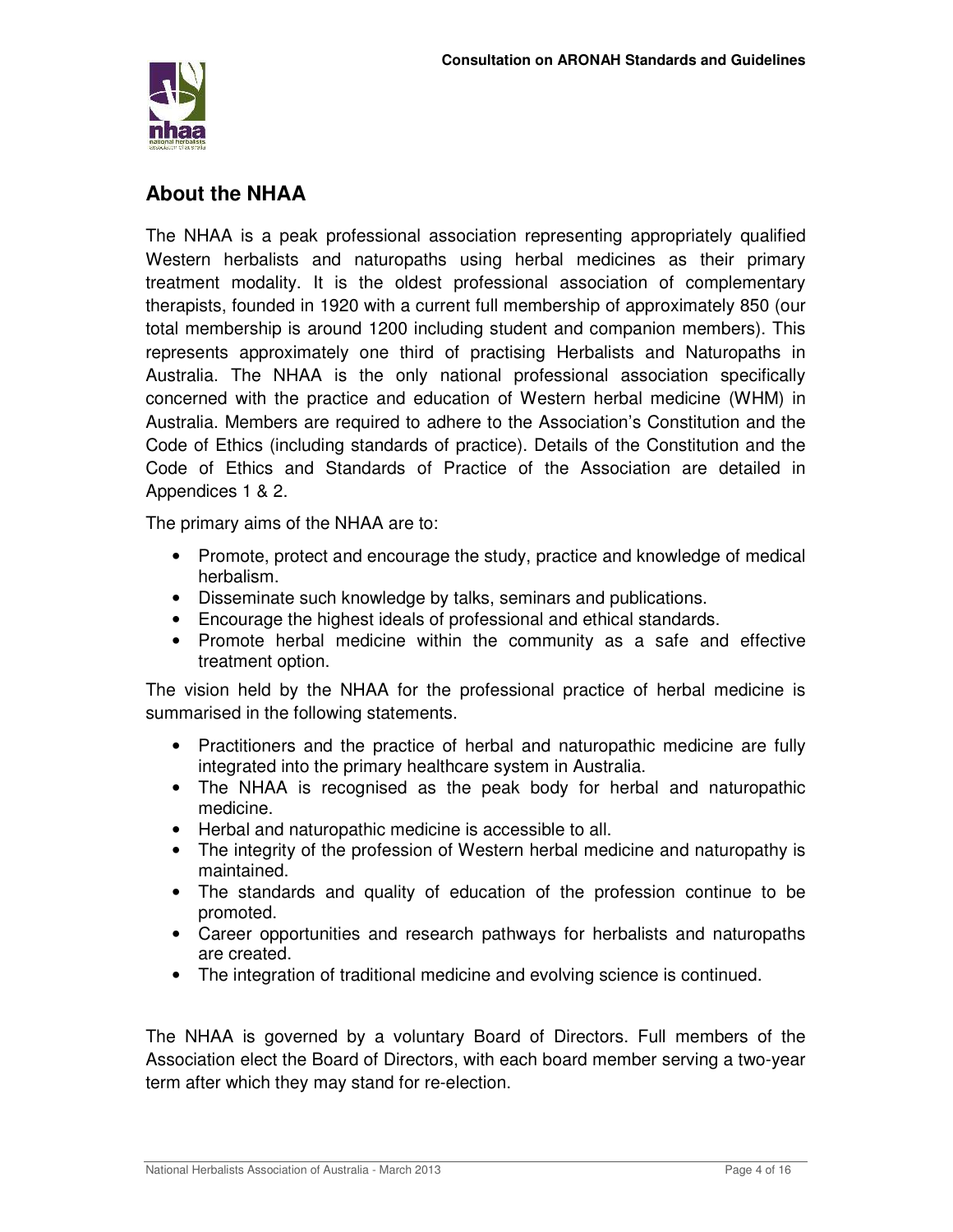## About the NHAA

The NHAA is a peak professional association representing appropriately qualified Western herbalists and naturopaths using herbal medicines as their primary treatment modality. It is the oldest professional association of complementary therapists, founded in 1920 with a current full membership of approximately 850 (our total membership is around 1200 including student and companion members). This represents approximately one third of practising Herbalists and Naturopaths in Australia. The NHAA is the only national professional association specifically concerned with the practice and education of Western herbal medicine (WHM) in Australia. Members are required to adhere to the Association's Constitution and the Code of Ethics (including standards of practice). Details of the Constitution and the Code of Ethics and Standards of Practice of the Association are detailed in Appendices 1 & 2.

The primary aims of the NHAA are to:

- Promote, protect and encourage the study, practice and knowledge of medical herbalism.
- Disseminate such knowledge by talks, seminars and publications.
- Encourage the highest ideals of professional and ethical standards.
- Promote herbal medicine within the community as a safe and effective treatment option.

The vision held by the NHAA for the professional practice of herbal medicine is summarised in the following statements.

- Practitioners and the practice of herbal and naturopathic medicine are fully integrated into the primary healthcare system in Australia.
- The NHAA is recognised as the peak body for herbal and naturopathic medicine.
- Herbal and naturopathic medicine is accessible to all.
- The integrity of the profession of Western herbal medicine and naturopathy is maintained.
- The standards and quality of education of the profession continue to be promoted.
- Career opportunities and research pathways for herbalists and naturopaths are created.
- The integration of traditional medicine and evolving science is continued.

The NHAA is governed by a voluntary Board of Directors. Full members of the Association elect the Board of Directors, with each board member serving a two-year term after which they may stand for re-election.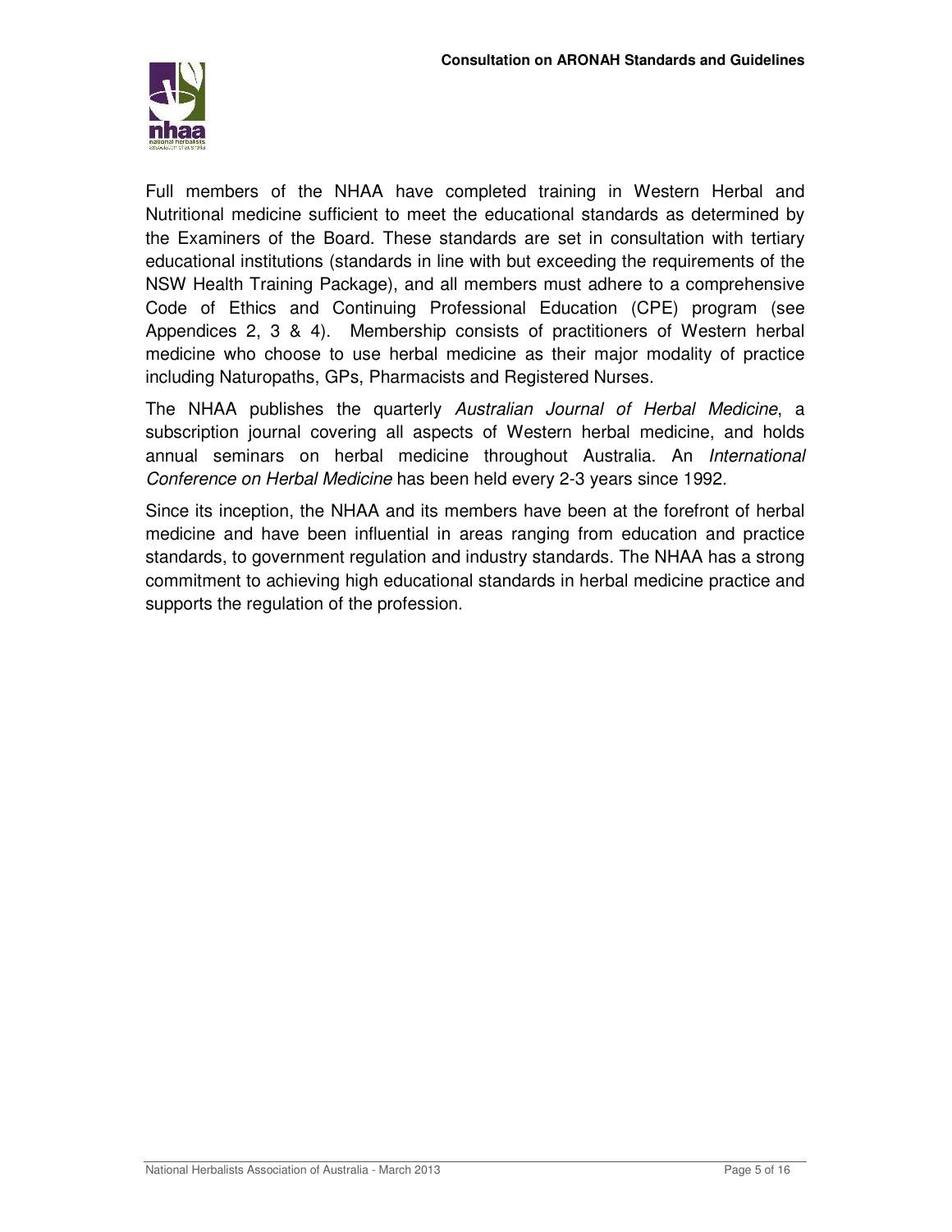Full members of the NHAA have completed training in Western Herbal and Nutritional medicine sufficient to meet the educational standards as determined by the Examiners of the Board. These standards are set in consultation with tertiary educational institutions (standards in line with but exceeding the requirements of the NSW Health Training Package), and all members must adhere to a comprehensive Code of Ethics and Continuing Professional Education (CPE) program (see Appendices 2, 3 & 4). Membership consists of practitioners of Western herbal medicine who choose to use herbal medicine as their major modality of practice including Naturopaths, GPs, Pharmacists and Registered Nurses.

The NHAA publishes the quarterly *Australian Journal of Herbal Medicine*, a subscription journal covering all aspects of Western herbal medicine, and holds annual seminars on herbal medicine throughout Australia. An *International Conference on Herbal Medicine* has been held every 2-3 years since 1992.

Since its inception, the NHAA and its members have been at the forefront of herbal medicine and have been influential in areas ranging from education and practice standards, to government regulation and industry standards. The NHAA has a strong commitment to achieving high educational standards in herbal medicine practice and supports the regulation of the profession.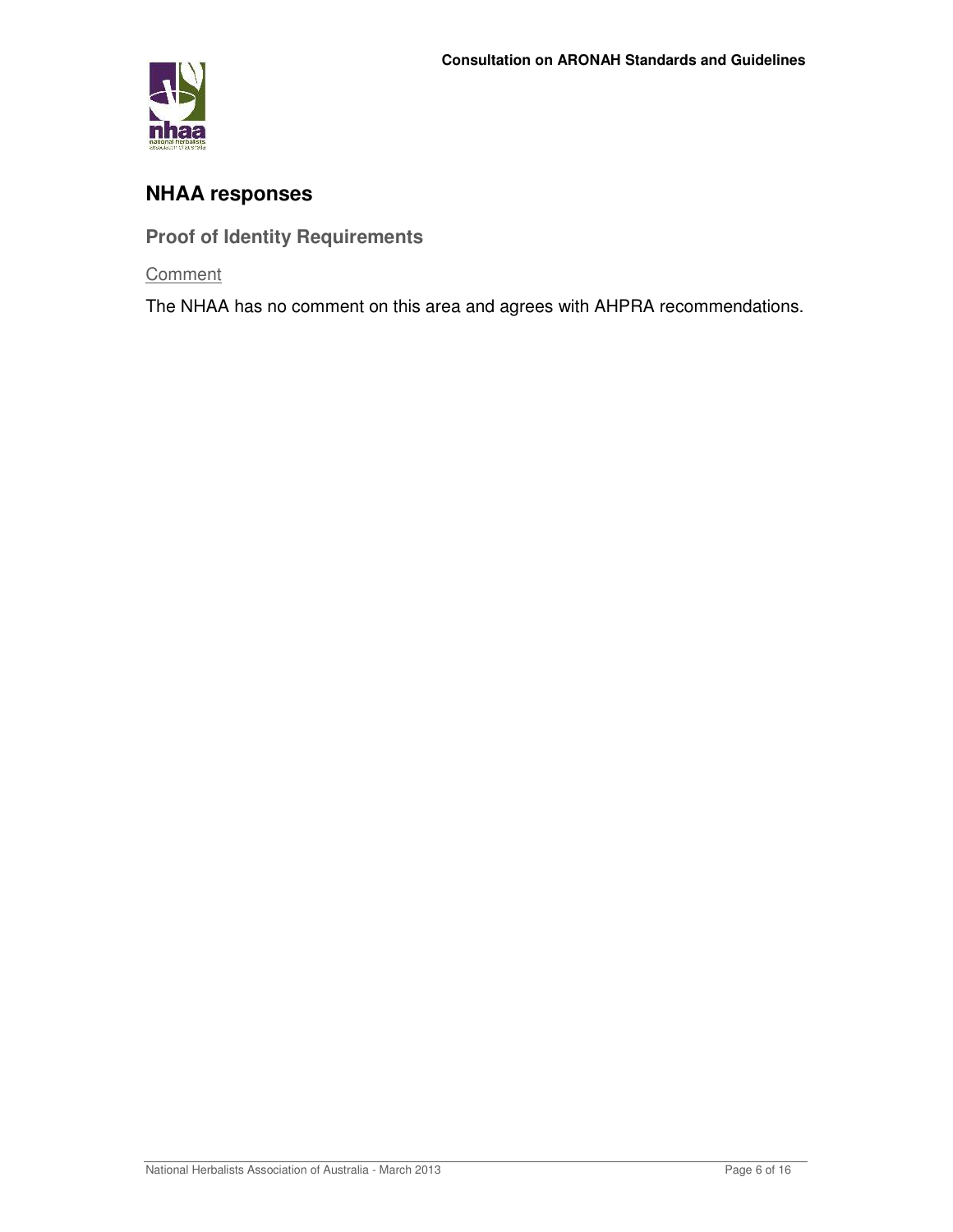## NHAA responses

### Proof of Identity Requirements

Comment

The NHAA has no comment on this area and agrees with AHPRA recommendations.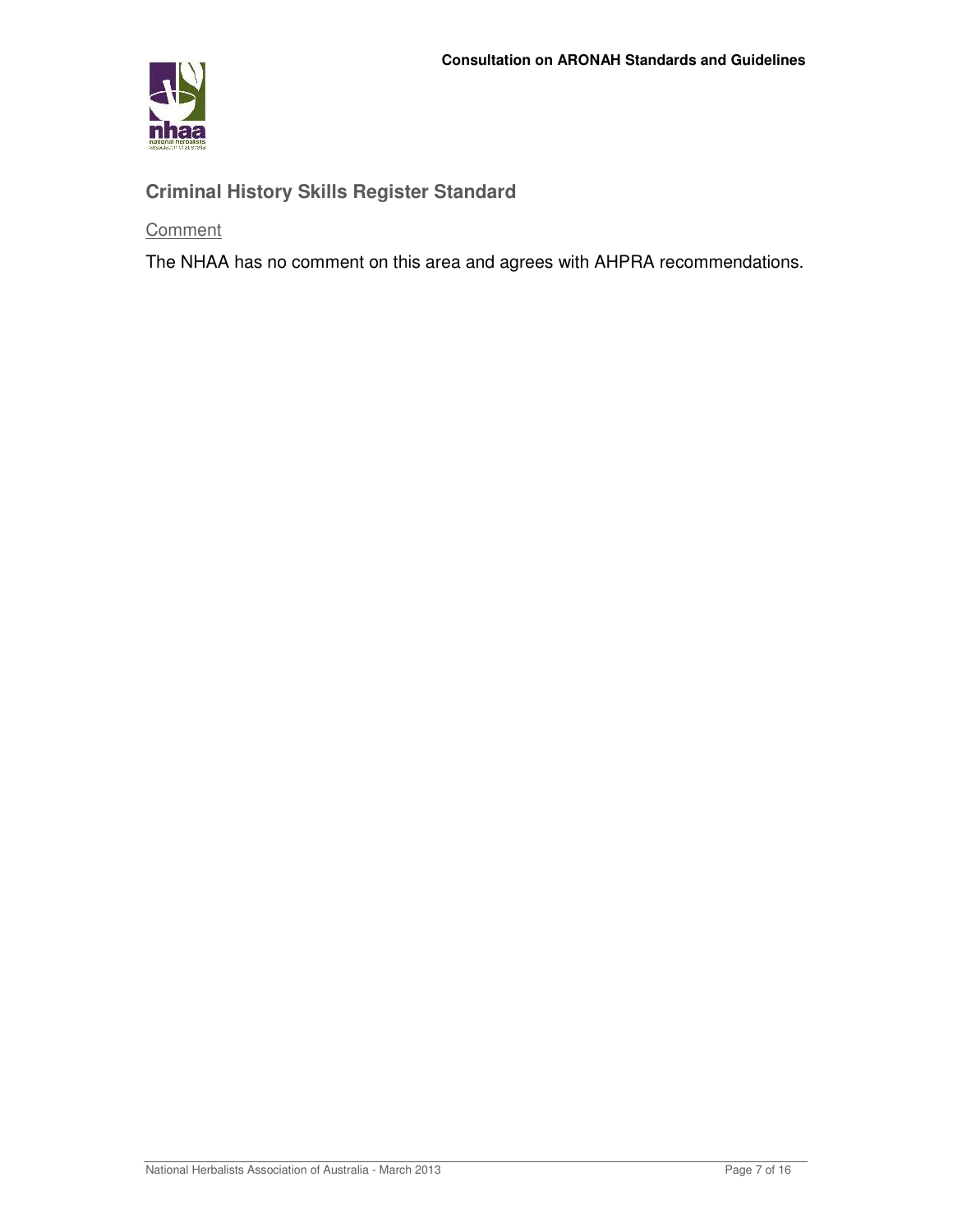## Criminal History Skills Register Standard

Comment

The NHAA has no comment on this area and agrees with AHPRA recommendations.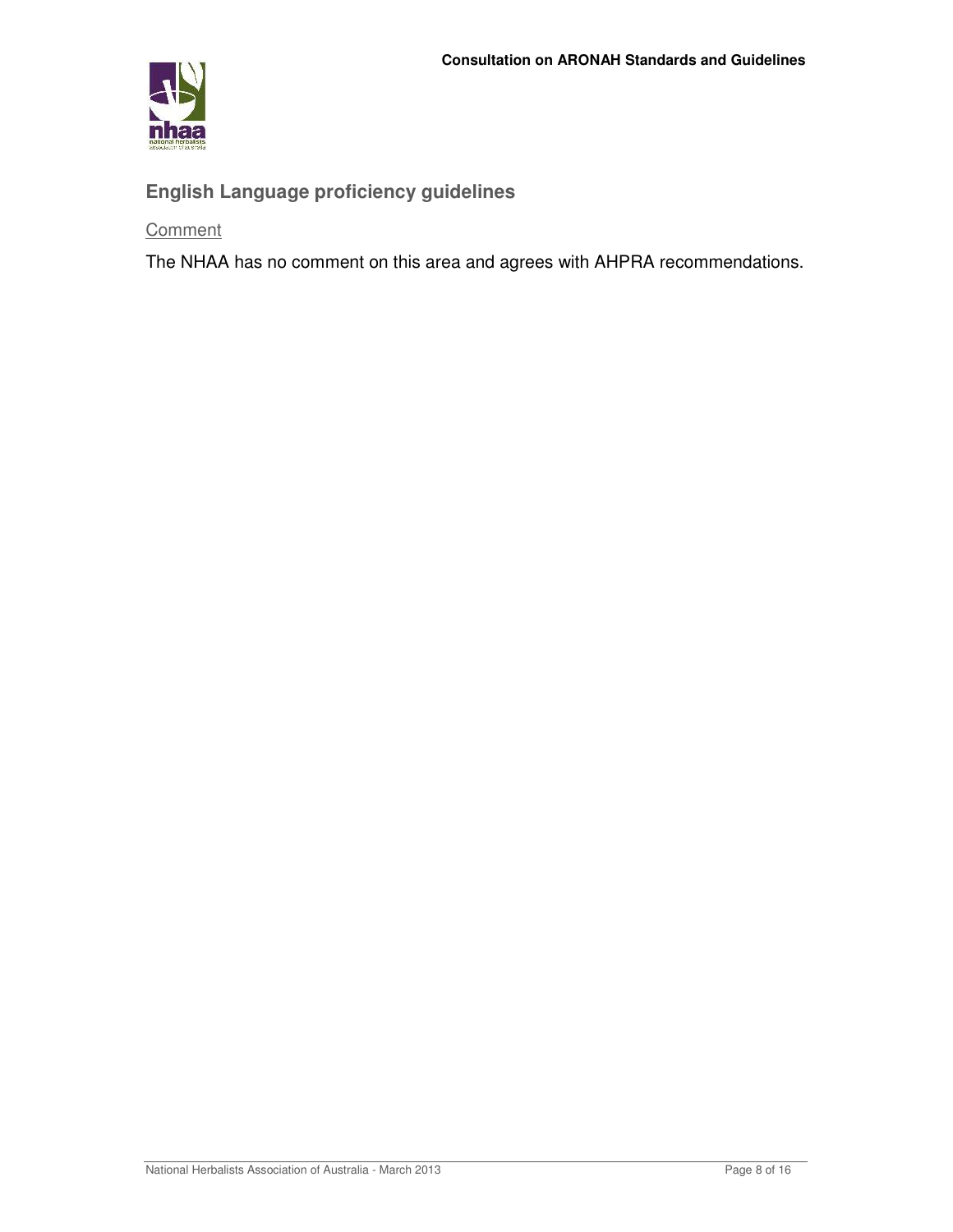## English Language proficiency guidelines

Comment

The NHAA has no comment on this area and agrees with AHPRA recommendations.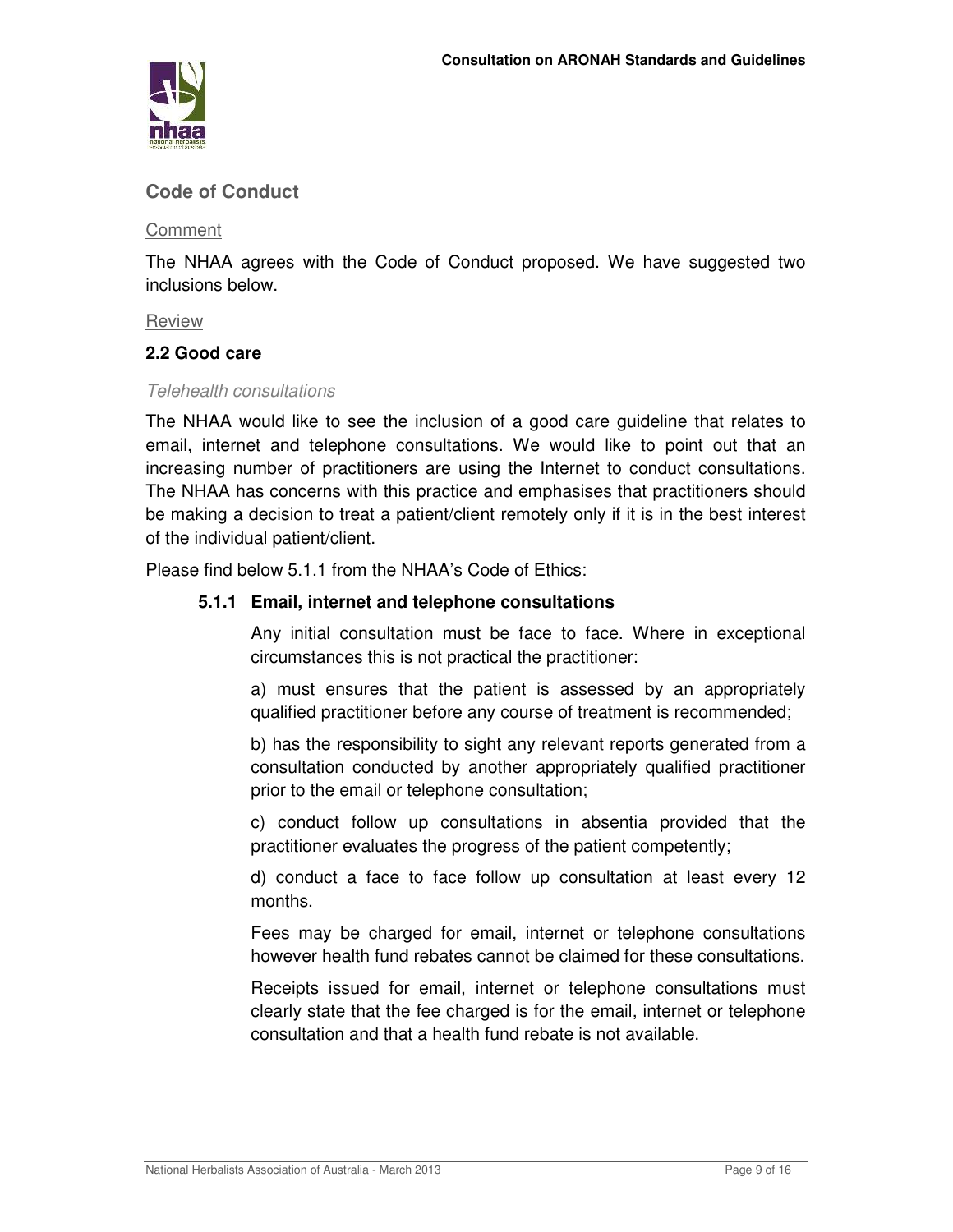## Code of Conduct

Comment

The NHAA agrees with the Code of Conduct proposed. We have suggested two inclusions below.

Review

### 2.2 Good care

*Telehealth consultations*

The NHAA would like to see the inclusion of a good care guideline that relates to email, internet and telephone consultations. We would like to point out that an increasing number of practitioners are using the Internet to conduct consultations. The NHAA has concerns with this practice and emphasises that practitioners should be making a decision to treat a patient/client remotely only if it is in the best interest of the individual patient/client.

Please find below 5.1.1 from the NHAA's Code of Ethics:

**5.1.1 Email, internet and telephone consultations**

Any initial consultation must be face to face. Where in exceptional circumstances this is not practical the practitioner:

a) must ensures that the patient is assessed by an appropriately qualified practitioner before any course of treatment is recommended;

b) has the responsibility to sight any relevant reports generated from a consultation conducted by another appropriately qualified practitioner prior to the email or telephone consultation;

c) conduct follow up consultations in absentia provided that the practitioner evaluates the progress of the patient competently;

d) conduct a face to face follow up consultation at least every 12 months.

Fees may be charged for email, internet or telephone consultations however health fund rebates cannot be claimed for these consultations.

Receipts issued for email, internet or telephone consultations must clearly state that the fee charged is for the email, internet or telephone consultation and that a health fund rebate is not available.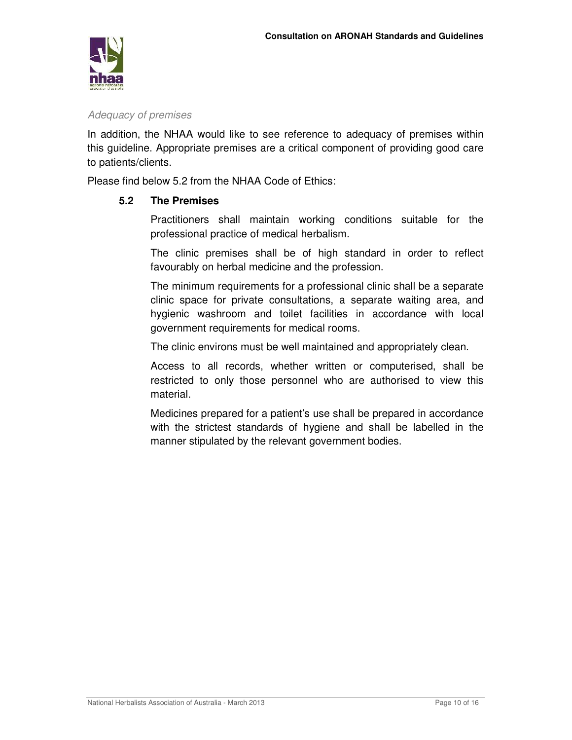*Adequacy of premises*

In addition, the NHAA would like to see reference to adequacy of premises within this guideline. Appropriate premises are a critical component of providing good care to patients/clients.

Please find below 5.2 from the NHAA Code of Ethics:

**5.2 The Premises**

Practitioners shall maintain working conditions suitable for the professional practice of medical herbalism.

The clinic premises shall be of high standard in order to reflect favourably on herbal medicine and the profession.

The minimum requirements for a professional clinic shall be a separate clinic space for private consultations, a separate waiting area, and hygienic washroom and toilet facilities in accordance with local government requirements for medical rooms.

The clinic environs must be well maintained and appropriately clean.

Access to all records, whether written or computerised, shall be restricted to only those personnel who are authorised to view this material.

Medicines prepared for a patient's use shall be prepared in accordance with the strictest standards of hygiene and shall be labelled in the manner stipulated by the relevant government bodies.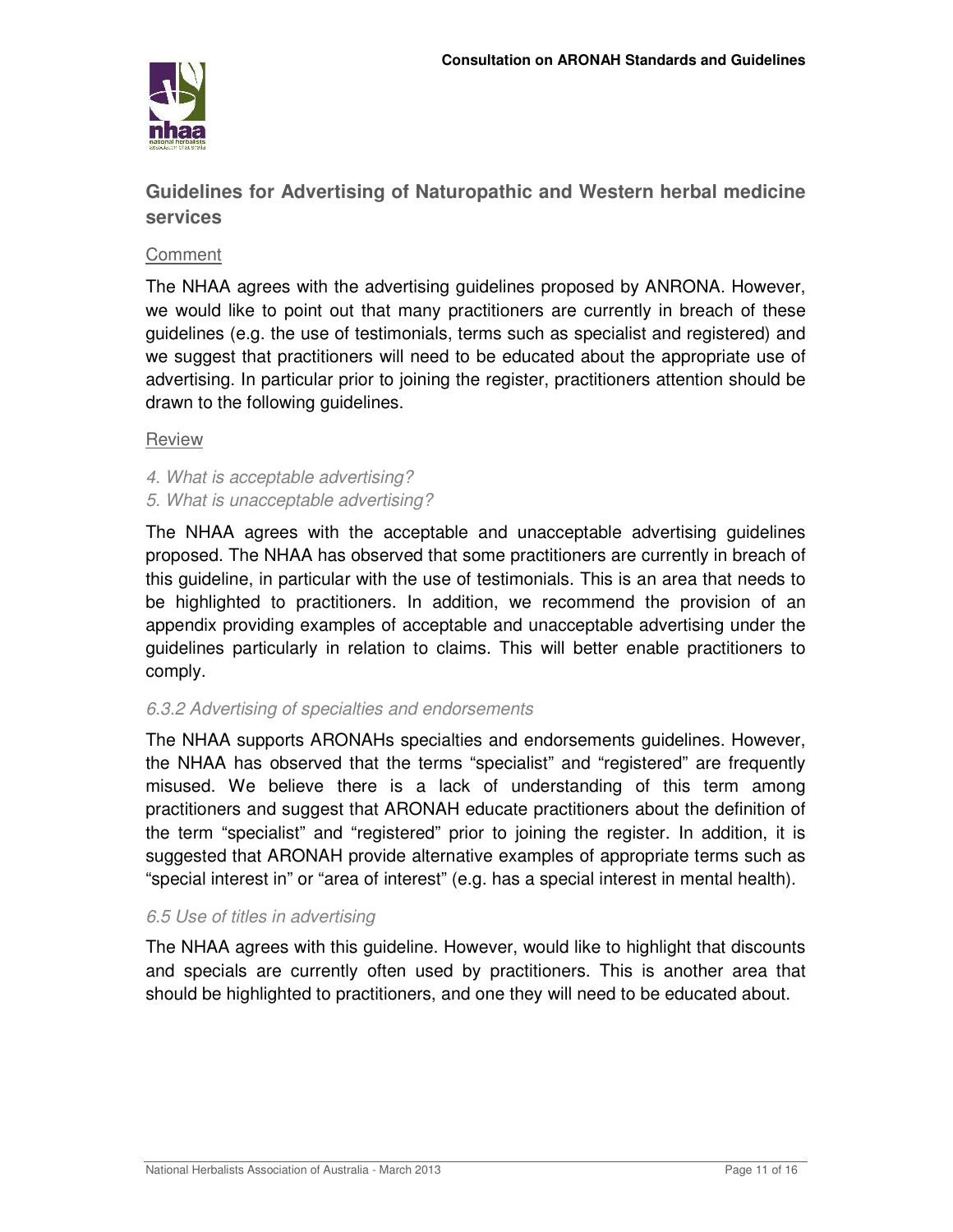## Guidelines for Advertising of Naturopathic and Western herbal medicine services

Comment

The NHAA agrees with the advertising guidelines proposed by ANRONA. However, we would like to point out that many practitioners are currently in breach of these guidelines (e.g. the use of testimonials, terms such as specialist and registered) and we suggest that practitioners will need to be educated about the appropriate use of advertising. In particular prior to joining the register, practitioners attention should be drawn to the following guidelines.

Review

*4. What is acceptable advertising?*
*5. What is unacceptable advertising?*

The NHAA agrees with the acceptable and unacceptable advertising guidelines proposed. The NHAA has observed that some practitioners are currently in breach of this guideline, in particular with the use of testimonials. This is an area that needs to be highlighted to practitioners. In addition, we recommend the provision of an appendix providing examples of acceptable and unacceptable advertising under the guidelines particularly in relation to claims. This will better enable practitioners to comply.

*6.3.2 Advertising of specialties and endorsements*

The NHAA supports ARONAHs specialties and endorsements guidelines. However, the NHAA has observed that the terms “specialist” and “registered” are frequently misused. We believe there is a lack of understanding of this term among practitioners and suggest that ARONAH educate practitioners about the definition of the term “specialist” and “registered” prior to joining the register. In addition, it is suggested that ARONAH provide alternative examples of appropriate terms such as “special interest in” or “area of interest” (e.g. has a special interest in mental health).

*6.5 Use of titles in advertising*

The NHAA agrees with this guideline. However, would like to highlight that discounts and specials are currently often used by practitioners. This is another area that should be highlighted to practitioners, and one they will need to be educated about.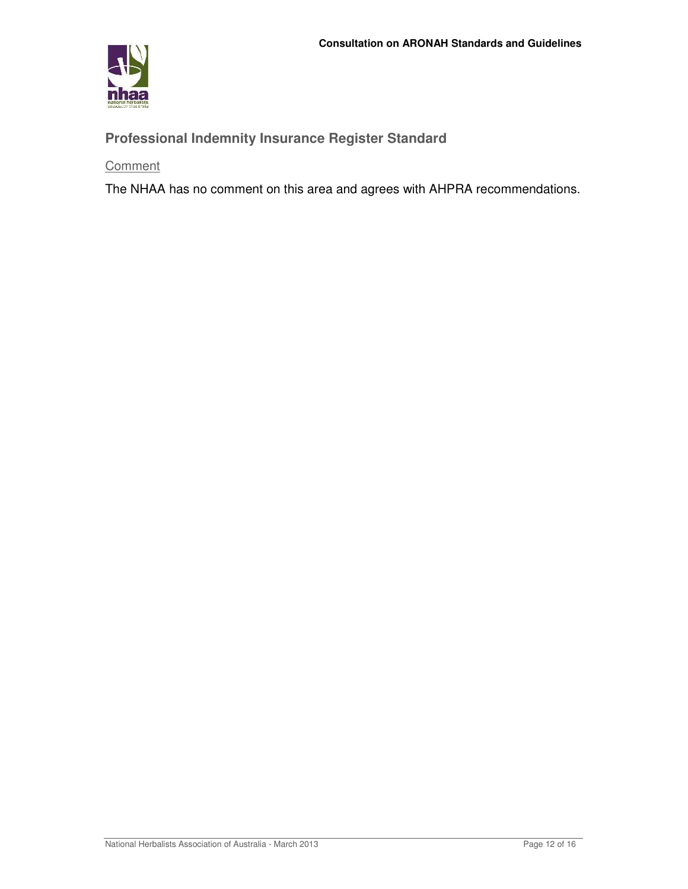## Professional Indemnity Insurance Register Standard

Comment

The NHAA has no comment on this area and agrees with AHPRA recommendations.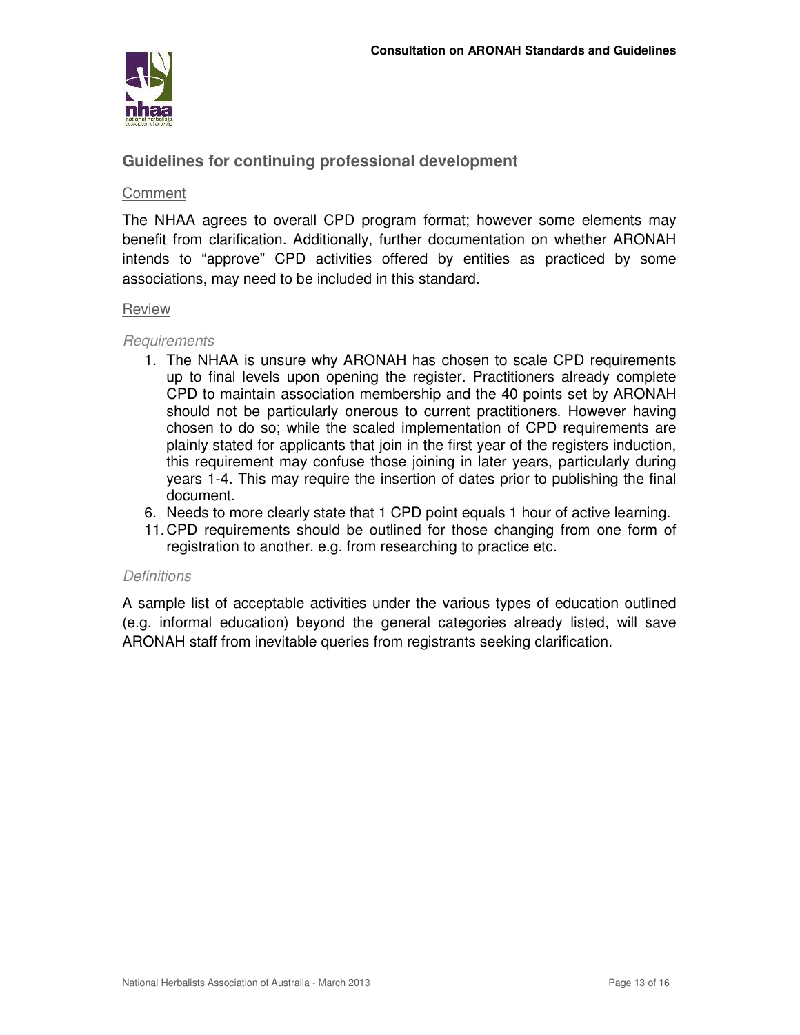## Guidelines for continuing professional development

Comment

The NHAA agrees to overall CPD program format; however some elements may benefit from clarification. Additionally, further documentation on whether ARONAH intends to "approve" CPD activities offered by entities as practiced by some associations, may need to be included in this standard.

Review

*Requirements*

1. The NHAA is unsure why ARONAH has chosen to scale CPD requirements up to final levels upon opening the register. Practitioners already complete CPD to maintain association membership and the 40 points set by ARONAH should not be particularly onerous to current practitioners. However having chosen to do so; while the scaled implementation of CPD requirements are plainly stated for applicants that join in the first year of the registers induction, this requirement may confuse those joining in later years, particularly during years 1-4. This may require the insertion of dates prior to publishing the final document.
6. Needs to more clearly state that 1 CPD point equals 1 hour of active learning.
11. CPD requirements should be outlined for those changing from one form of registration to another, e.g. from researching to practice etc.

*Definitions*

A sample list of acceptable activities under the various types of education outlined (e.g. informal education) beyond the general categories already listed, will save ARONAH staff from inevitable queries from registrants seeking clarification.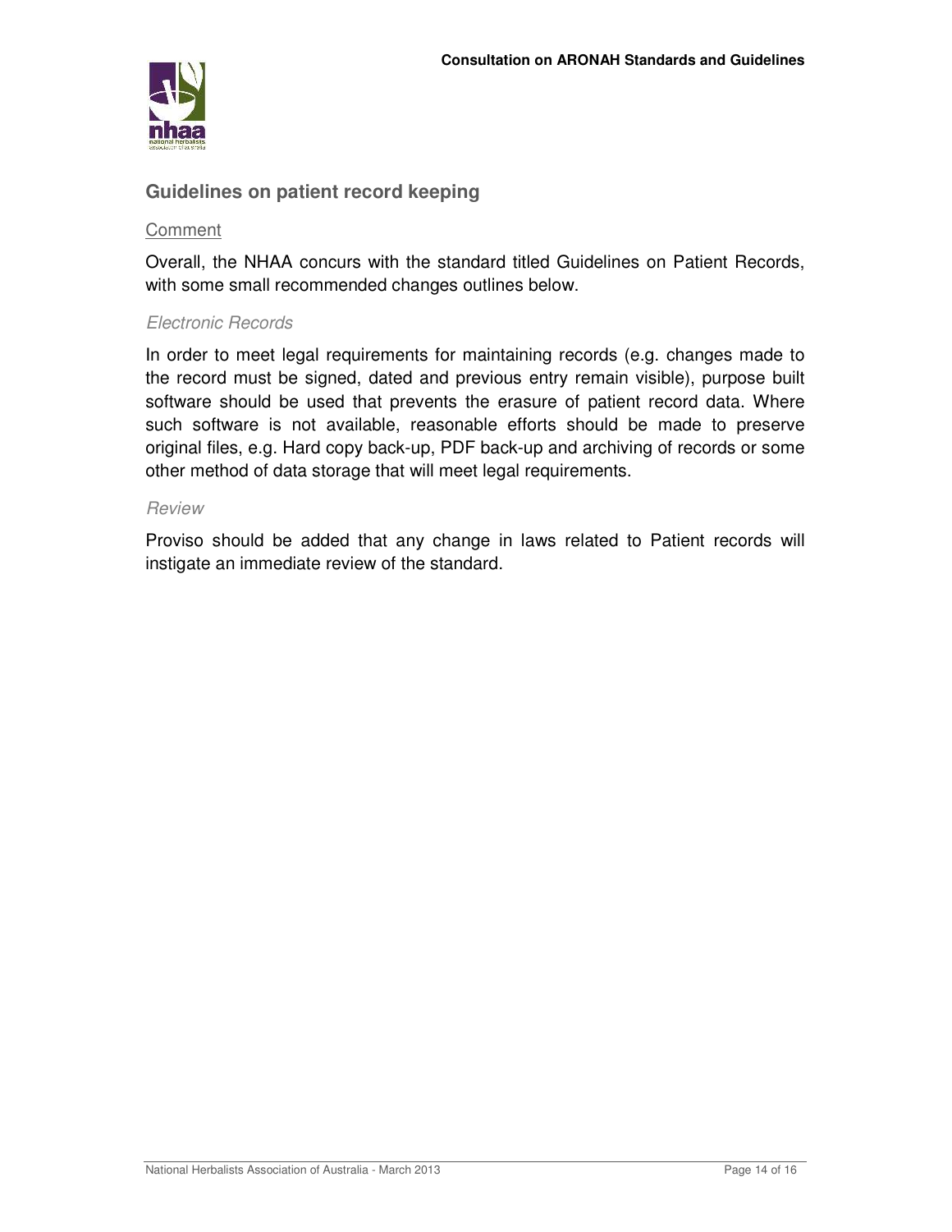## Guidelines on patient record keeping

<u>Comment</u>

Overall, the NHAA concurs with the standard titled Guidelines on Patient Records, with some small recommended changes outlines below.

*Electronic Records*

In order to meet legal requirements for maintaining records (e.g. changes made to the record must be signed, dated and previous entry remain visible), purpose built software should be used that prevents the erasure of patient record data. Where such software is not available, reasonable efforts should be made to preserve original files, e.g. Hard copy back-up, PDF back-up and archiving of records or some other method of data storage that will meet legal requirements.

*Review*

Proviso should be added that any change in laws related to Patient records will instigate an immediate review of the standard.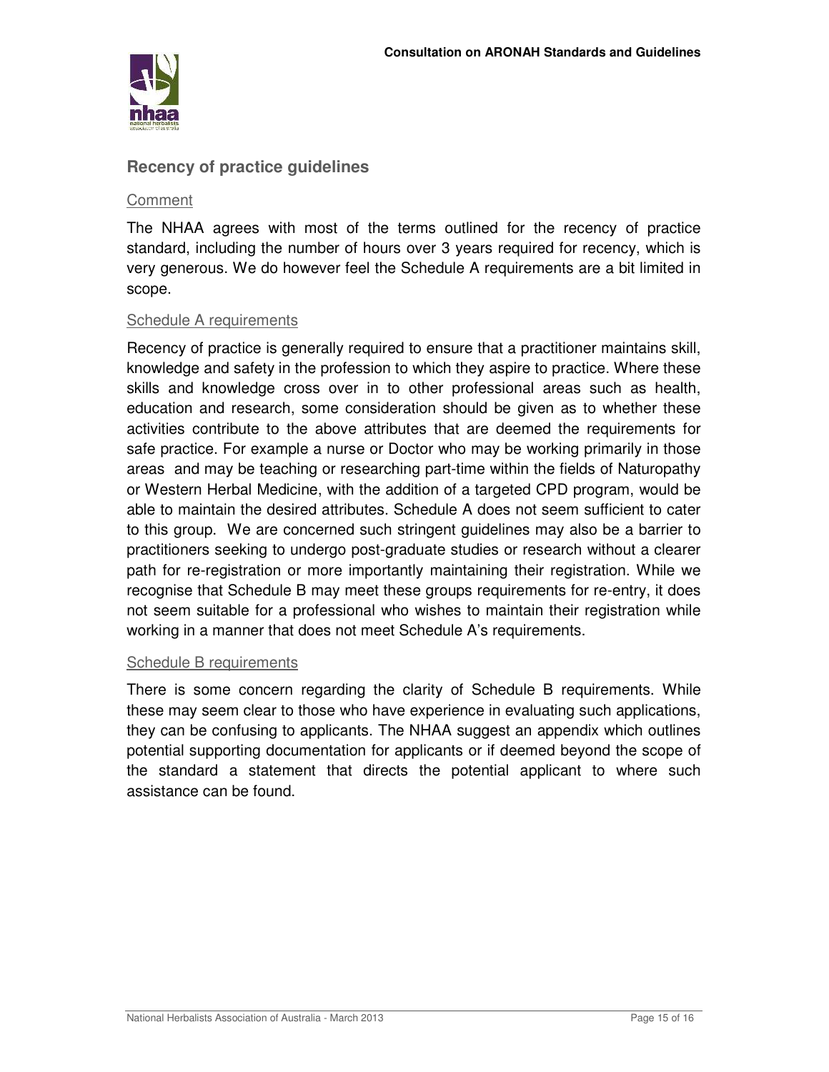## Recency of practice guidelines

### Comment

The NHAA agrees with most of the terms outlined for the recency of practice standard, including the number of hours over 3 years required for recency, which is very generous. We do however feel the Schedule A requirements are a bit limited in scope.

### Schedule A requirements

Recency of practice is generally required to ensure that a practitioner maintains skill, knowledge and safety in the profession to which they aspire to practice. Where these skills and knowledge cross over in to other professional areas such as health, education and research, some consideration should be given as to whether these activities contribute to the above attributes that are deemed the requirements for safe practice. For example a nurse or Doctor who may be working primarily in those areas and may be teaching or researching part-time within the fields of Naturopathy or Western Herbal Medicine, with the addition of a targeted CPD program, would be able to maintain the desired attributes. Schedule A does not seem sufficient to cater to this group. We are concerned such stringent guidelines may also be a barrier to practitioners seeking to undergo post-graduate studies or research without a clearer path for re-registration or more importantly maintaining their registration. While we recognise that Schedule B may meet these groups requirements for re-entry, it does not seem suitable for a professional who wishes to maintain their registration while working in a manner that does not meet Schedule A's requirements.

### Schedule B requirements

There is some concern regarding the clarity of Schedule B requirements. While these may seem clear to those who have experience in evaluating such applications, they can be confusing to applicants. The NHAA suggest an appendix which outlines potential supporting documentation for applicants or if deemed beyond the scope of the standard a statement that directs the potential applicant to where such assistance can be found.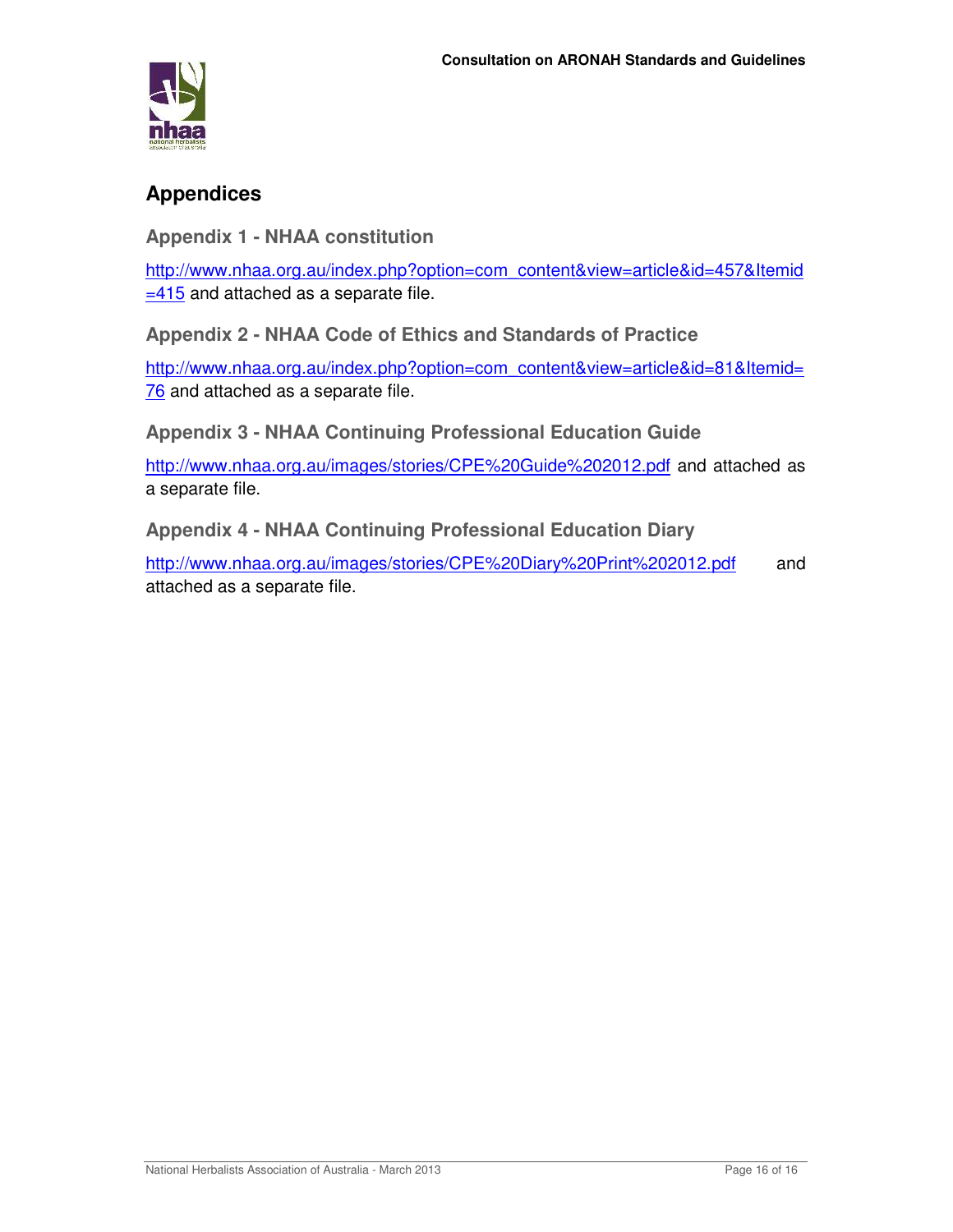## Appendices

### Appendix 1 - NHAA constitution

http://www.nhaa.org.au/index.php?option=com_content&view=article&id=457&Itemid=415 and attached as a separate file.

### Appendix 2 - NHAA Code of Ethics and Standards of Practice

http://www.nhaa.org.au/index.php?option=com_content&view=article&id=81&Itemid=76 and attached as a separate file.

### Appendix 3 - NHAA Continuing Professional Education Guide

http://www.nhaa.org.au/images/stories/CPE%20Guide%202012.pdf and attached as a separate file.

### Appendix 4 - NHAA Continuing Professional Education Diary

http://www.nhaa.org.au/images/stories/CPE%20Diary%20Print%202012.pdf and attached as a separate file.